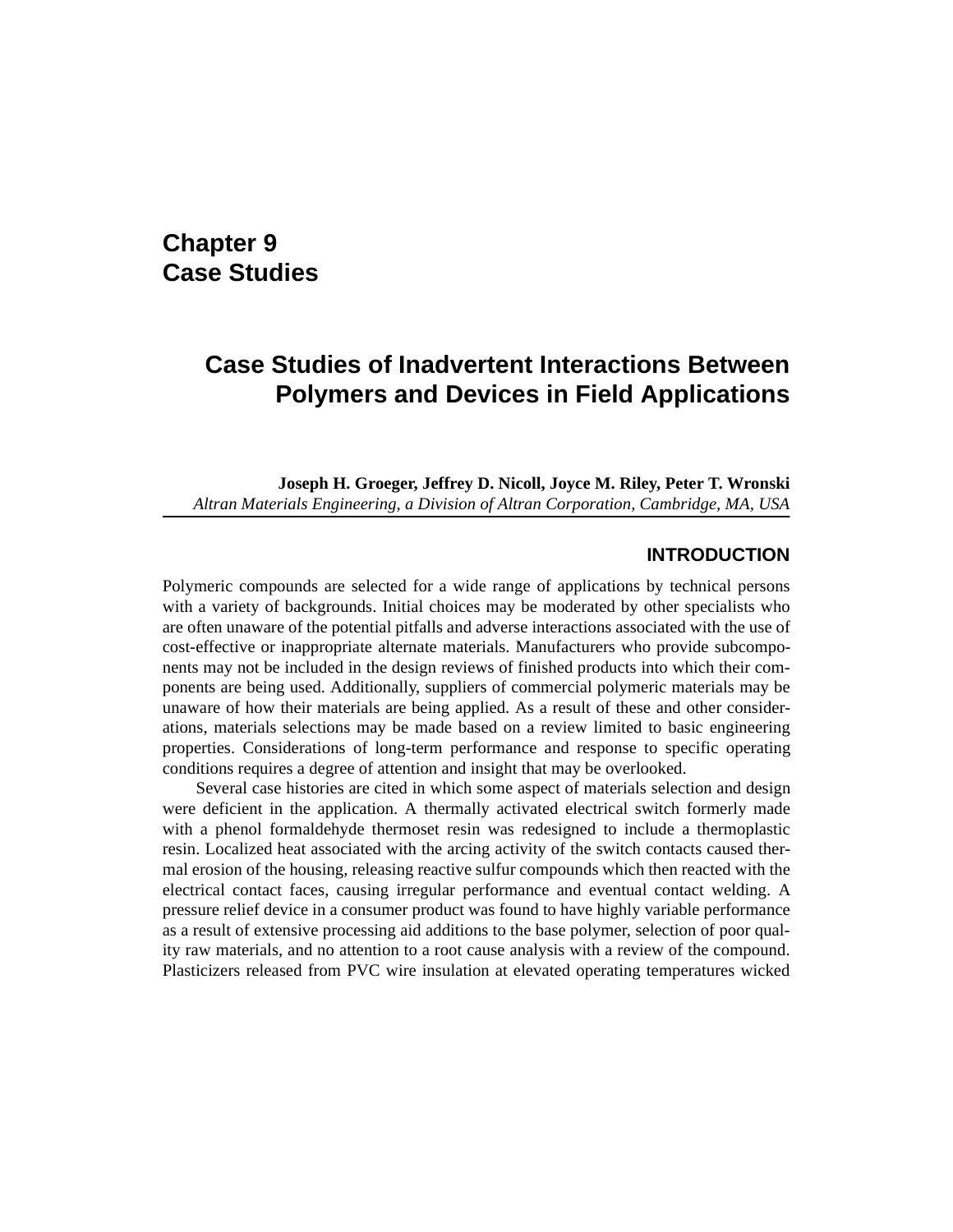# Chapter 9
# Case Studies

## Case Studies of Inadvertent Interactions Between Polymers and Devices in Field Applications

**Joseph H. Groeger, Jeffrey D. Nicoll, Joyce M. Riley, Peter T. Wronski**

*Altran Materials Engineering, a Division of Altran Corporation, Cambridge, MA, USA*

### INTRODUCTION

Polymeric compounds are selected for a wide range of applications by technical persons with a variety of backgrounds. Initial choices may be moderated by other specialists who are often unaware of the potential pitfalls and adverse interactions associated with the use of cost-effective or inappropriate alternate materials. Manufacturers who provide subcomponents may not be included in the design reviews of finished products into which their components are being used. Additionally, suppliers of commercial polymeric materials may be unaware of how their materials are being applied. As a result of these and other considerations, materials selections may be made based on a review limited to basic engineering properties. Considerations of long-term performance and response to specific operating conditions requires a degree of attention and insight that may be overlooked.

Several case histories are cited in which some aspect of materials selection and design were deficient in the application. A thermally activated electrical switch formerly made with a phenol formaldehyde thermoset resin was redesigned to include a thermoplastic resin. Localized heat associated with the arcing activity of the switch contacts caused thermal erosion of the housing, releasing reactive sulfur compounds which then reacted with the electrical contact faces, causing irregular performance and eventual contact welding. A pressure relief device in a consumer product was found to have highly variable performance as a result of extensive processing aid additions to the base polymer, selection of poor quality raw materials, and no attention to a root cause analysis with a review of the compound. Plasticizers released from PVC wire insulation at elevated operating temperatures wicked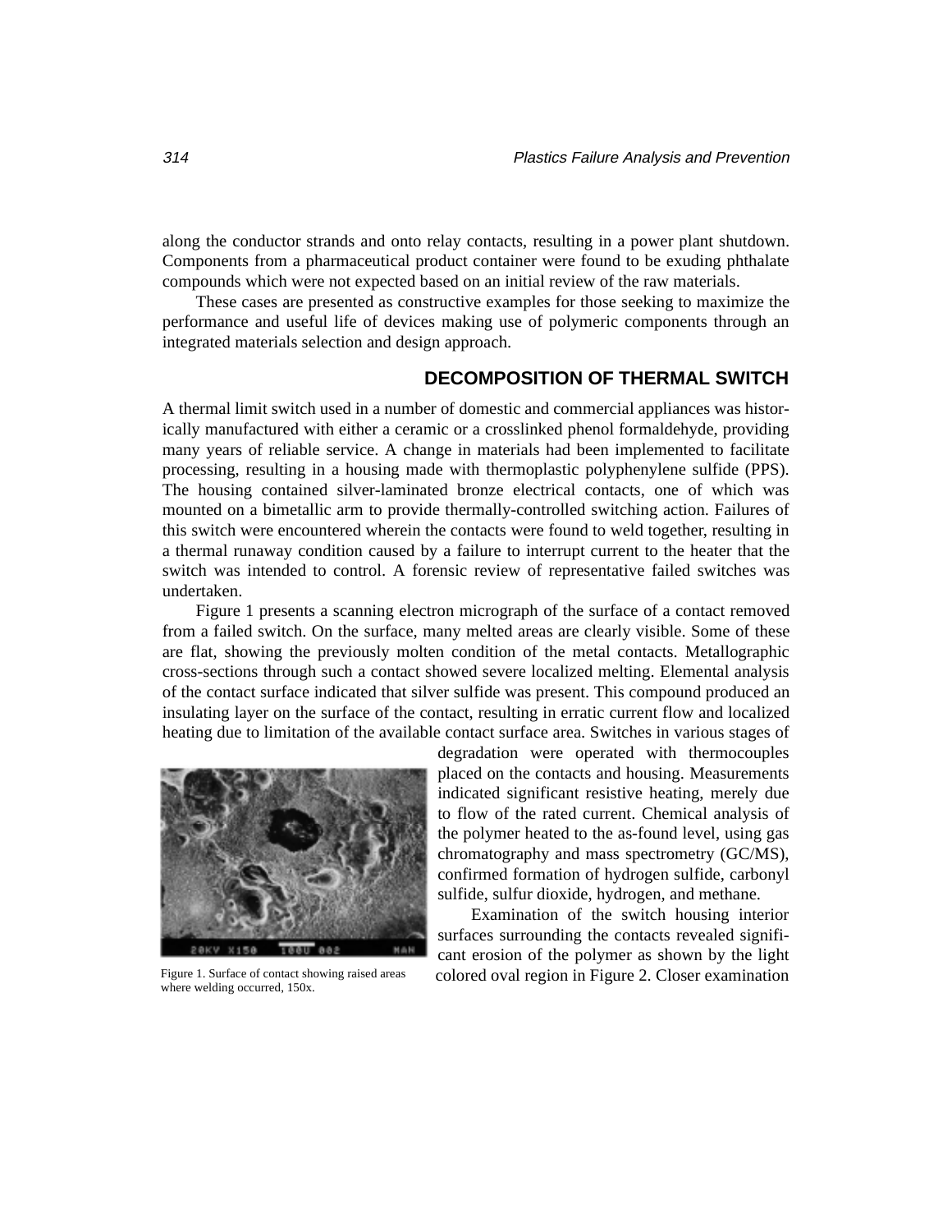along the conductor strands and onto relay contacts, resulting in a power plant shutdown. Components from a pharmaceutical product container were found to be exuding phthalate compounds which were not expected based on an initial review of the raw materials.

These cases are presented as constructive examples for those seeking to maximize the performance and useful life of devices making use of polymeric components through an integrated materials selection and design approach.

## DECOMPOSITION OF THERMAL SWITCH

A thermal limit switch used in a number of domestic and commercial appliances was historically manufactured with either a ceramic or a crosslinked phenol formaldehyde, providing many years of reliable service. A change in materials had been implemented to facilitate processing, resulting in a housing made with thermoplastic polyphenylene sulfide (PPS). The housing contained silver-laminated bronze electrical contacts, one of which was mounted on a bimetallic arm to provide thermally-controlled switching action. Failures of this switch were encountered wherein the contacts were found to weld together, resulting in a thermal runaway condition caused by a failure to interrupt current to the heater that the switch was intended to control. A forensic review of representative failed switches was undertaken.

Figure 1 presents a scanning electron micrograph of the surface of a contact removed from a failed switch. On the surface, many melted areas are clearly visible. Some of these are flat, showing the previously molten condition of the metal contacts. Metallographic cross-sections through such a contact showed severe localized melting. Elemental analysis of the contact surface indicated that silver sulfide was present. This compound produced an insulating layer on the surface of the contact, resulting in erratic current flow and localized heating due to limitation of the available contact surface area. Switches in various stages of degradation were operated with thermocouples placed on the contacts and housing. Measurements indicated significant resistive heating, merely due to flow of the rated current. Chemical analysis of the polymer heated to the as-found level, using gas chromatography and mass spectrometry (GC/MS), confirmed formation of hydrogen sulfide, carbonyl sulfide, sulfur dioxide, hydrogen, and methane.

Figure 1. Surface of contact showing raised areas where welding occurred, 150x.

Examination of the switch housing interior surfaces surrounding the contacts revealed significant erosion of the polymer as shown by the light colored oval region in Figure 2. Closer examination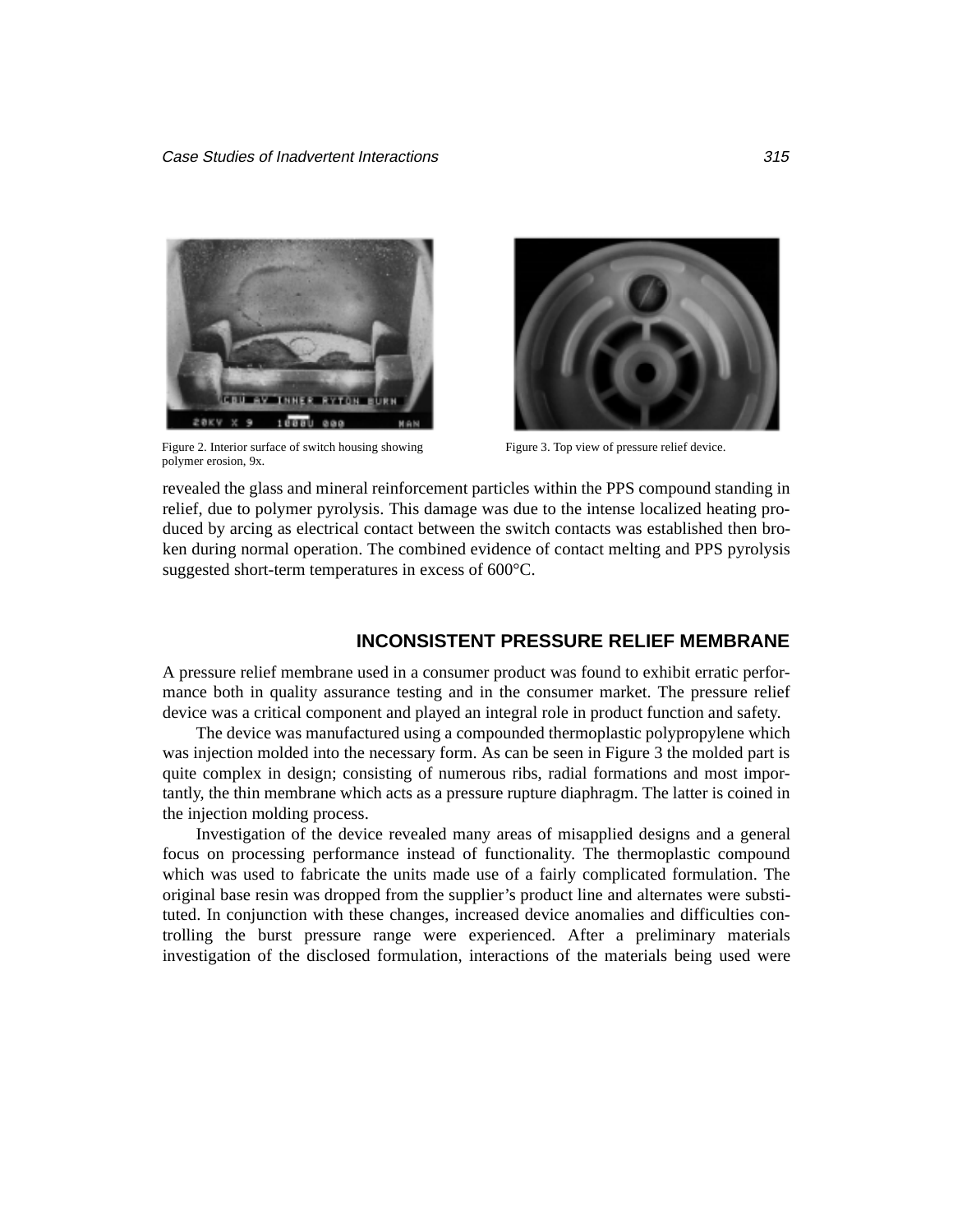Figure 2. Interior surface of switch housing showing polymer erosion, 9x.

Figure 3. Top view of pressure relief device.

revealed the glass and mineral reinforcement particles within the PPS compound standing in relief, due to polymer pyrolysis. This damage was due to the intense localized heating produced by arcing as electrical contact between the switch contacts was established then broken during normal operation. The combined evidence of contact melting and PPS pyrolysis suggested short-term temperatures in excess of 600°C.

## INCONSISTENT PRESSURE RELIEF MEMBRANE

A pressure relief membrane used in a consumer product was found to exhibit erratic performance both in quality assurance testing and in the consumer market. The pressure relief device was a critical component and played an integral role in product function and safety.

The device was manufactured using a compounded thermoplastic polypropylene which was injection molded into the necessary form. As can be seen in Figure 3 the molded part is quite complex in design; consisting of numerous ribs, radial formations and most importantly, the thin membrane which acts as a pressure rupture diaphragm. The latter is coined in the injection molding process.

Investigation of the device revealed many areas of misapplied designs and a general focus on processing performance instead of functionality. The thermoplastic compound which was used to fabricate the units made use of a fairly complicated formulation. The original base resin was dropped from the supplier's product line and alternates were substituted. In conjunction with these changes, increased device anomalies and difficulties controlling the burst pressure range were experienced. After a preliminary materials investigation of the disclosed formulation, interactions of the materials being used were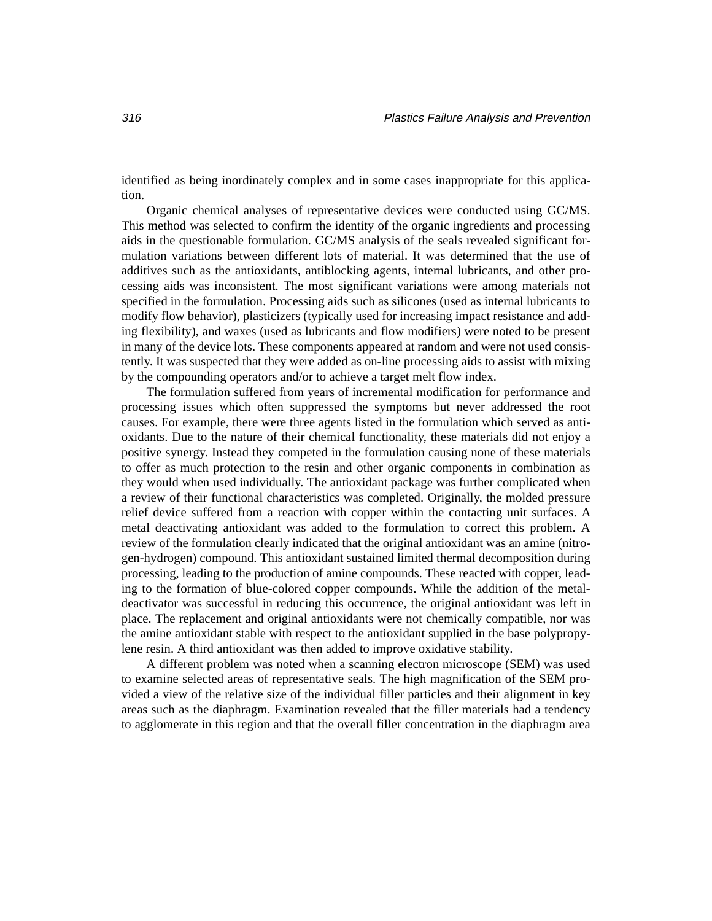identified as being inordinately complex and in some cases inappropriate for this application.

Organic chemical analyses of representative devices were conducted using GC/MS. This method was selected to confirm the identity of the organic ingredients and processing aids in the questionable formulation. GC/MS analysis of the seals revealed significant formulation variations between different lots of material. It was determined that the use of additives such as the antioxidants, antiblocking agents, internal lubricants, and other processing aids was inconsistent. The most significant variations were among materials not specified in the formulation. Processing aids such as silicones (used as internal lubricants to modify flow behavior), plasticizers (typically used for increasing impact resistance and adding flexibility), and waxes (used as lubricants and flow modifiers) were noted to be present in many of the device lots. These components appeared at random and were not used consistently. It was suspected that they were added as on-line processing aids to assist with mixing by the compounding operators and/or to achieve a target melt flow index.

The formulation suffered from years of incremental modification for performance and processing issues which often suppressed the symptoms but never addressed the root causes. For example, there were three agents listed in the formulation which served as antioxidants. Due to the nature of their chemical functionality, these materials did not enjoy a positive synergy. Instead they competed in the formulation causing none of these materials to offer as much protection to the resin and other organic components in combination as they would when used individually. The antioxidant package was further complicated when a review of their functional characteristics was completed. Originally, the molded pressure relief device suffered from a reaction with copper within the contacting unit surfaces. A metal deactivating antioxidant was added to the formulation to correct this problem. A review of the formulation clearly indicated that the original antioxidant was an amine (nitrogen-hydrogen) compound. This antioxidant sustained limited thermal decomposition during processing, leading to the production of amine compounds. These reacted with copper, leading to the formation of blue-colored copper compounds. While the addition of the metal-deactivator was successful in reducing this occurrence, the original antioxidant was left in place. The replacement and original antioxidants were not chemically compatible, nor was the amine antioxidant stable with respect to the antioxidant supplied in the base polypropylene resin. A third antioxidant was then added to improve oxidative stability.

A different problem was noted when a scanning electron microscope (SEM) was used to examine selected areas of representative seals. The high magnification of the SEM provided a view of the relative size of the individual filler particles and their alignment in key areas such as the diaphragm. Examination revealed that the filler materials had a tendency to agglomerate in this region and that the overall filler concentration in the diaphragm area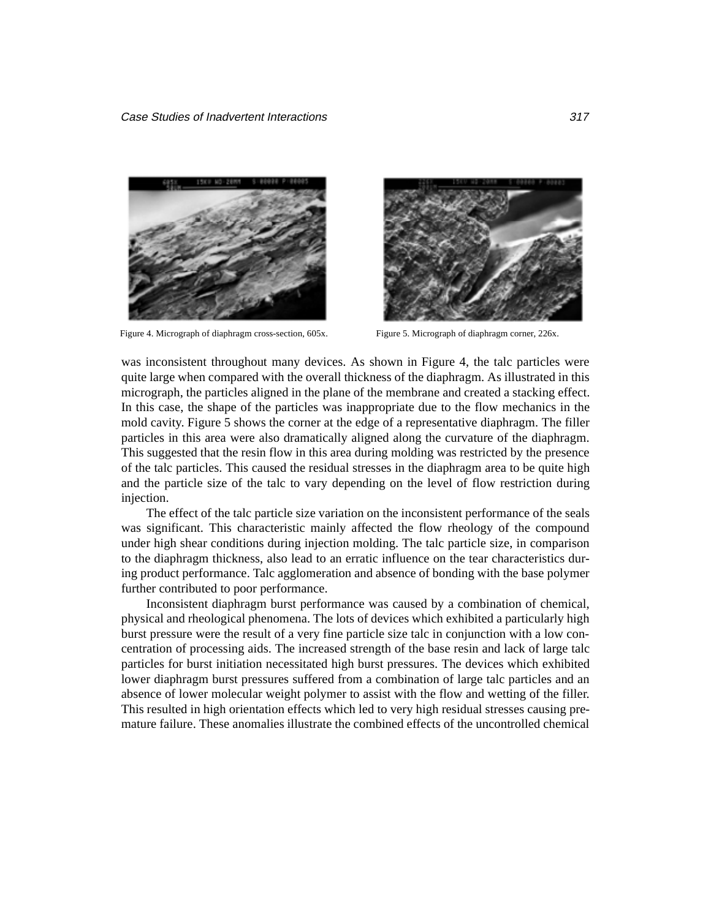Figure 4. Micrograph of diaphragm cross-section, 605x.

Figure 5. Micrograph of diaphragm corner, 226x.

was inconsistent throughout many devices. As shown in Figure 4, the talc particles were quite large when compared with the overall thickness of the diaphragm. As illustrated in this micrograph, the particles aligned in the plane of the membrane and created a stacking effect. In this case, the shape of the particles was inappropriate due to the flow mechanics in the mold cavity. Figure 5 shows the corner at the edge of a representative diaphragm. The filler particles in this area were also dramatically aligned along the curvature of the diaphragm. This suggested that the resin flow in this area during molding was restricted by the presence of the talc particles. This caused the residual stresses in the diaphragm area to be quite high and the particle size of the talc to vary depending on the level of flow restriction during injection.

The effect of the talc particle size variation on the inconsistent performance of the seals was significant. This characteristic mainly affected the flow rheology of the compound under high shear conditions during injection molding. The talc particle size, in comparison to the diaphragm thickness, also lead to an erratic influence on the tear characteristics during product performance. Talc agglomeration and absence of bonding with the base polymer further contributed to poor performance.

Inconsistent diaphragm burst performance was caused by a combination of chemical, physical and rheological phenomena. The lots of devices which exhibited a particularly high burst pressure were the result of a very fine particle size talc in conjunction with a low concentration of processing aids. The increased strength of the base resin and lack of large talc particles for burst initiation necessitated high burst pressures. The devices which exhibited lower diaphragm burst pressures suffered from a combination of large talc particles and an absence of lower molecular weight polymer to assist with the flow and wetting of the filler. This resulted in high orientation effects which led to very high residual stresses causing premature failure. These anomalies illustrate the combined effects of the uncontrolled chemical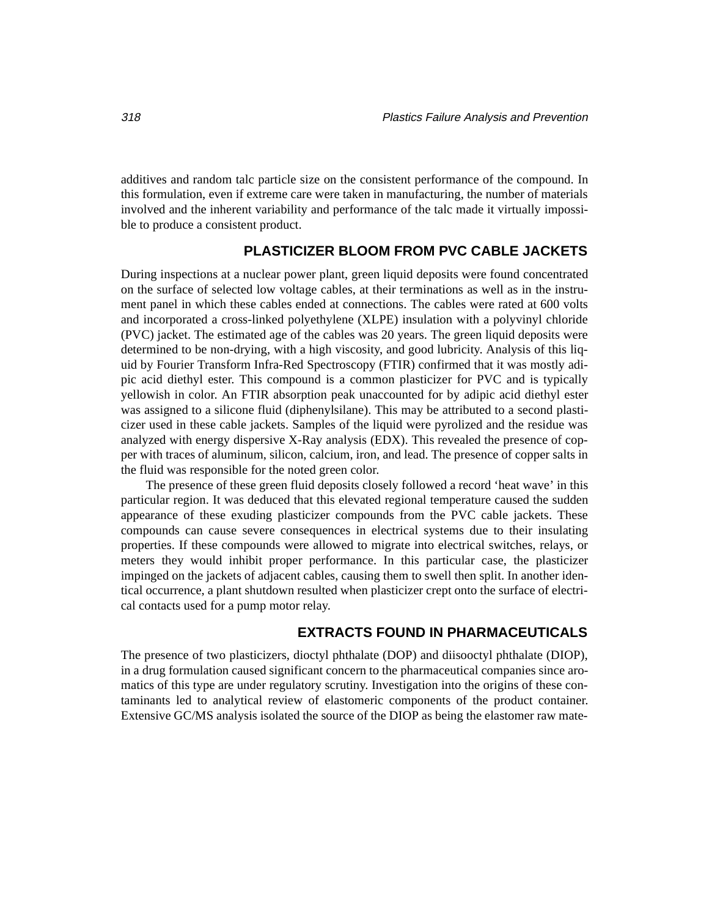additives and random talc particle size on the consistent performance of the compound. In this formulation, even if extreme care were taken in manufacturing, the number of materials involved and the inherent variability and performance of the talc made it virtually impossible to produce a consistent product.

## PLASTICIZER BLOOM FROM PVC CABLE JACKETS

During inspections at a nuclear power plant, green liquid deposits were found concentrated on the surface of selected low voltage cables, at their terminations as well as in the instrument panel in which these cables ended at connections. The cables were rated at 600 volts and incorporated a cross-linked polyethylene (XLPE) insulation with a polyvinyl chloride (PVC) jacket. The estimated age of the cables was 20 years. The green liquid deposits were determined to be non-drying, with a high viscosity, and good lubricity. Analysis of this liquid by Fourier Transform Infra-Red Spectroscopy (FTIR) confirmed that it was mostly adipic acid diethyl ester. This compound is a common plasticizer for PVC and is typically yellowish in color. An FTIR absorption peak unaccounted for by adipic acid diethyl ester was assigned to a silicone fluid (diphenylsilane). This may be attributed to a second plasticizer used in these cable jackets. Samples of the liquid were pyrolized and the residue was analyzed with energy dispersive X-Ray analysis (EDX). This revealed the presence of copper with traces of aluminum, silicon, calcium, iron, and lead. The presence of copper salts in the fluid was responsible for the noted green color.

The presence of these green fluid deposits closely followed a record 'heat wave' in this particular region. It was deduced that this elevated regional temperature caused the sudden appearance of these exuding plasticizer compounds from the PVC cable jackets. These compounds can cause severe consequences in electrical systems due to their insulating properties. If these compounds were allowed to migrate into electrical switches, relays, or meters they would inhibit proper performance. In this particular case, the plasticizer impinged on the jackets of adjacent cables, causing them to swell then split. In another identical occurrence, a plant shutdown resulted when plasticizer crept onto the surface of electrical contacts used for a pump motor relay.

## EXTRACTS FOUND IN PHARMACEUTICALS

The presence of two plasticizers, dioctyl phthalate (DOP) and diisooctyl phthalate (DIOP), in a drug formulation caused significant concern to the pharmaceutical companies since aromatics of this type are under regulatory scrutiny. Investigation into the origins of these contaminants led to analytical review of elastomeric components of the product container. Extensive GC/MS analysis isolated the source of the DIOP as being the elastomer raw mate-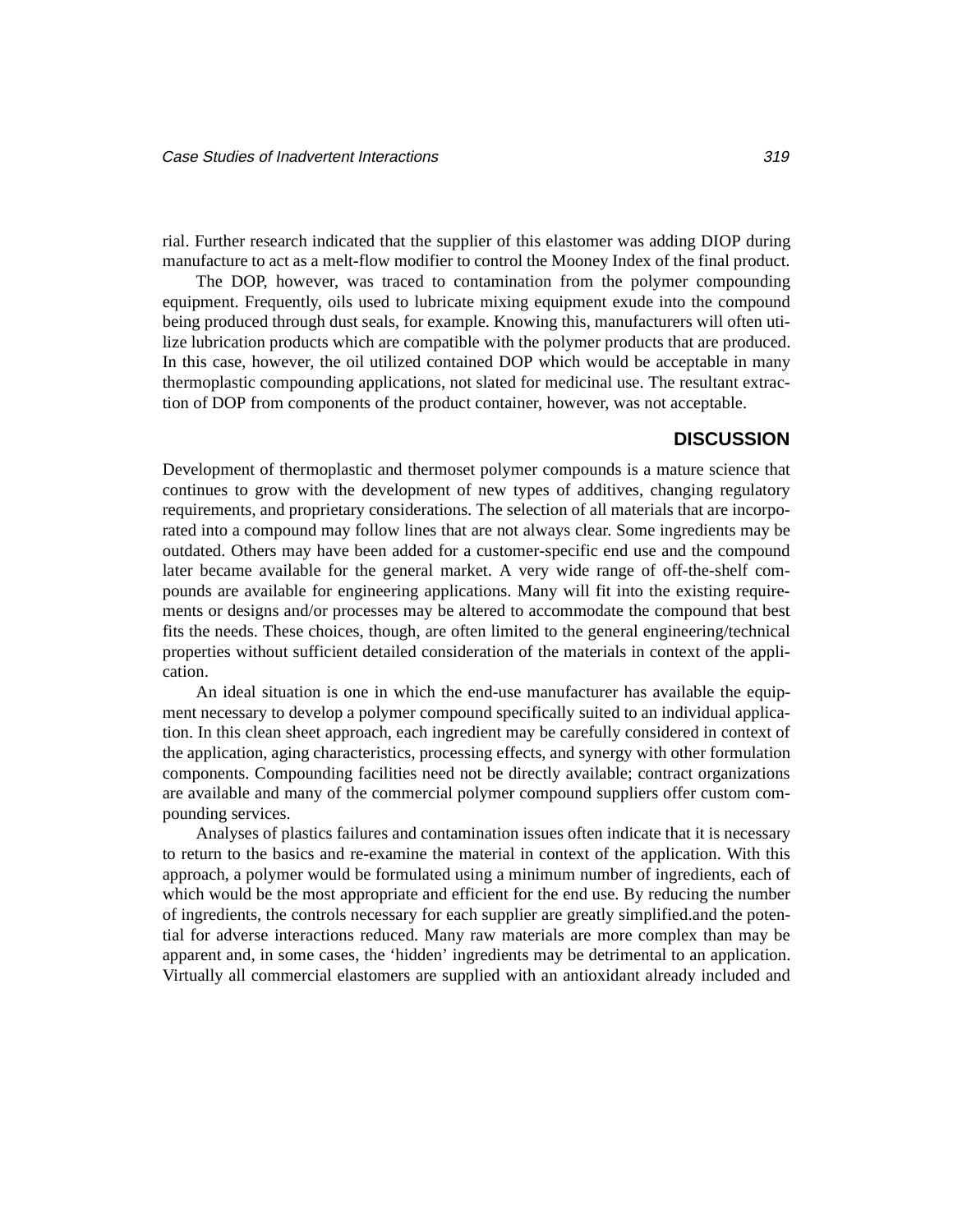rial. Further research indicated that the supplier of this elastomer was adding DIOP during manufacture to act as a melt-flow modifier to control the Mooney Index of the final product.

The DOP, however, was traced to contamination from the polymer compounding equipment. Frequently, oils used to lubricate mixing equipment exude into the compound being produced through dust seals, for example. Knowing this, manufacturers will often utilize lubrication products which are compatible with the polymer products that are produced. In this case, however, the oil utilized contained DOP which would be acceptable in many thermoplastic compounding applications, not slated for medicinal use. The resultant extraction of DOP from components of the product container, however, was not acceptable.

## DISCUSSION

Development of thermoplastic and thermoset polymer compounds is a mature science that continues to grow with the development of new types of additives, changing regulatory requirements, and proprietary considerations. The selection of all materials that are incorporated into a compound may follow lines that are not always clear. Some ingredients may be outdated. Others may have been added for a customer-specific end use and the compound later became available for the general market. A very wide range of off-the-shelf compounds are available for engineering applications. Many will fit into the existing requirements or designs and/or processes may be altered to accommodate the compound that best fits the needs. These choices, though, are often limited to the general engineering/technical properties without sufficient detailed consideration of the materials in context of the application.

An ideal situation is one in which the end-use manufacturer has available the equipment necessary to develop a polymer compound specifically suited to an individual application. In this clean sheet approach, each ingredient may be carefully considered in context of the application, aging characteristics, processing effects, and synergy with other formulation components. Compounding facilities need not be directly available; contract organizations are available and many of the commercial polymer compound suppliers offer custom compounding services.

Analyses of plastics failures and contamination issues often indicate that it is necessary to return to the basics and re-examine the material in context of the application. With this approach, a polymer would be formulated using a minimum number of ingredients, each of which would be the most appropriate and efficient for the end use. By reducing the number of ingredients, the controls necessary for each supplier are greatly simplified.and the potential for adverse interactions reduced. Many raw materials are more complex than may be apparent and, in some cases, the 'hidden' ingredients may be detrimental to an application. Virtually all commercial elastomers are supplied with an antioxidant already included and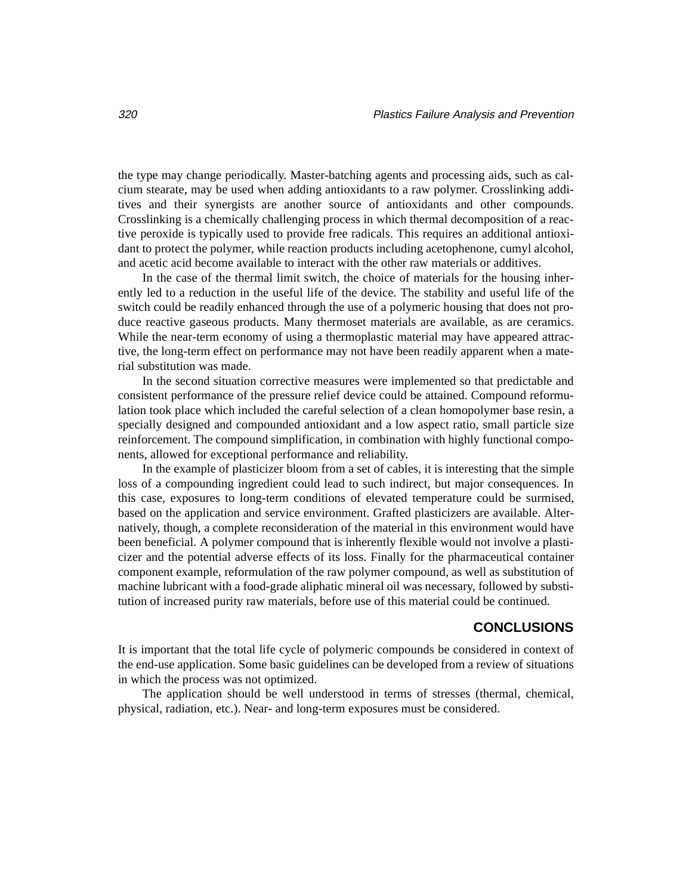the type may change periodically. Master-batching agents and processing aids, such as calcium stearate, may be used when adding antioxidants to a raw polymer. Crosslinking additives and their synergists are another source of antioxidants and other compounds. Crosslinking is a chemically challenging process in which thermal decomposition of a reactive peroxide is typically used to provide free radicals. This requires an additional antioxidant to protect the polymer, while reaction products including acetophenone, cumyl alcohol, and acetic acid become available to interact with the other raw materials or additives.

In the case of the thermal limit switch, the choice of materials for the housing inherently led to a reduction in the useful life of the device. The stability and useful life of the switch could be readily enhanced through the use of a polymeric housing that does not produce reactive gaseous products. Many thermoset materials are available, as are ceramics. While the near-term economy of using a thermoplastic material may have appeared attractive, the long-term effect on performance may not have been readily apparent when a material substitution was made.

In the second situation corrective measures were implemented so that predictable and consistent performance of the pressure relief device could be attained. Compound reformulation took place which included the careful selection of a clean homopolymer base resin, a specially designed and compounded antioxidant and a low aspect ratio, small particle size reinforcement. The compound simplification, in combination with highly functional components, allowed for exceptional performance and reliability.

In the example of plasticizer bloom from a set of cables, it is interesting that the simple loss of a compounding ingredient could lead to such indirect, but major consequences. In this case, exposures to long-term conditions of elevated temperature could be surmised, based on the application and service environment. Grafted plasticizers are available. Alternatively, though, a complete reconsideration of the material in this environment would have been beneficial. A polymer compound that is inherently flexible would not involve a plasticizer and the potential adverse effects of its loss. Finally for the pharmaceutical container component example, reformulation of the raw polymer compound, as well as substitution of machine lubricant with a food-grade aliphatic mineral oil was necessary, followed by substitution of increased purity raw materials, before use of this material could be continued.

## CONCLUSIONS

It is important that the total life cycle of polymeric compounds be considered in context of the end-use application. Some basic guidelines can be developed from a review of situations in which the process was not optimized.

The application should be well understood in terms of stresses (thermal, chemical, physical, radiation, etc.). Near- and long-term exposures must be considered.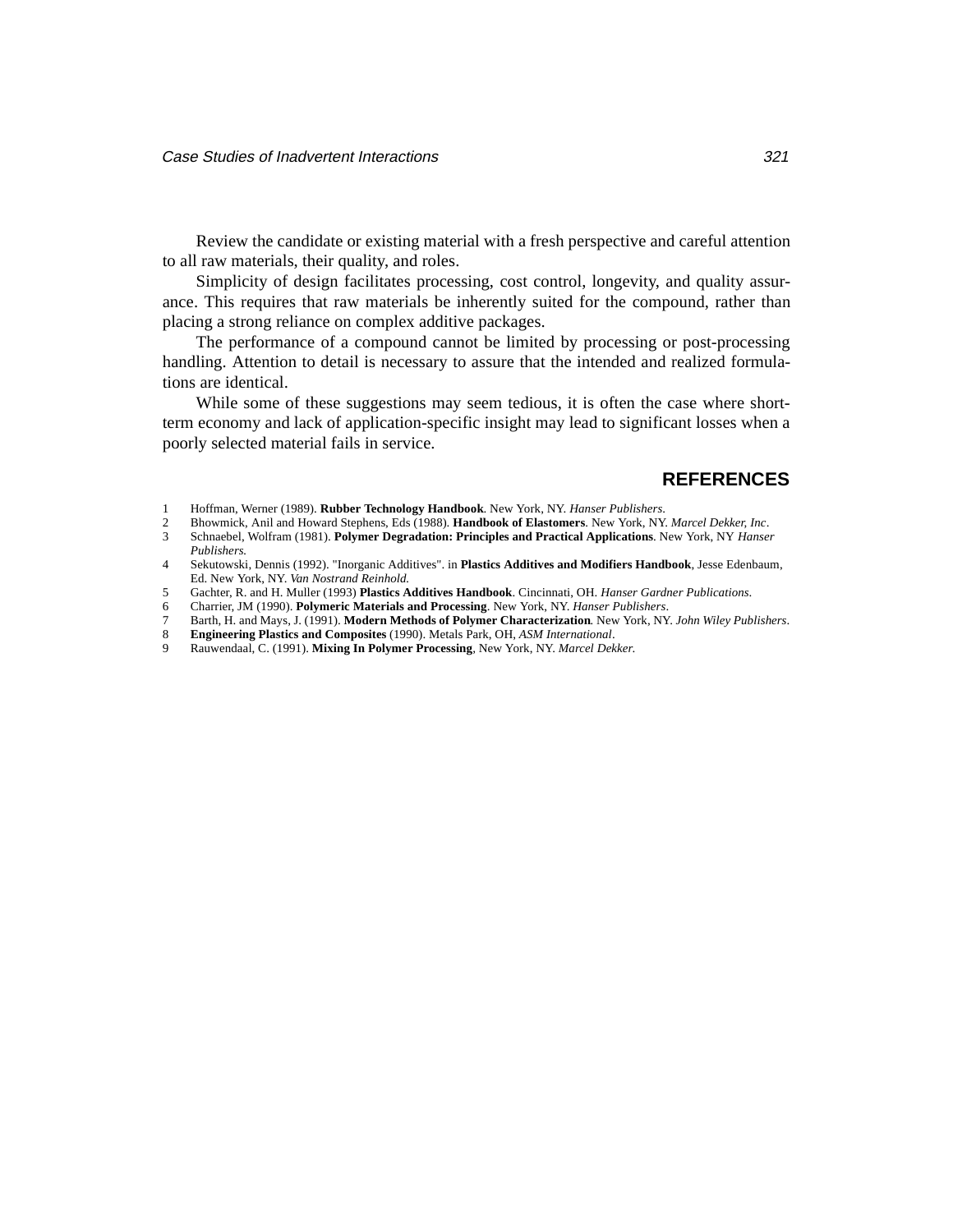Review the candidate or existing material with a fresh perspective and careful attention to all raw materials, their quality, and roles.

Simplicity of design facilitates processing, cost control, longevity, and quality assurance. This requires that raw materials be inherently suited for the compound, rather than placing a strong reliance on complex additive packages.

The performance of a compound cannot be limited by processing or post-processing handling. Attention to detail is necessary to assure that the intended and realized formulations are identical.

While some of these suggestions may seem tedious, it is often the case where short-term economy and lack of application-specific insight may lead to significant losses when a poorly selected material fails in service.

## REFERENCES

1. Hoffman, Werner (1989). **Rubber Technology Handbook**. New York, NY. *Hanser Publishers*.
2. Bhowmick, Anil and Howard Stephens, Eds (1988). **Handbook of Elastomers**. New York, NY. *Marcel Dekker, Inc*.
3. Schnaebel, Wolfram (1981). **Polymer Degradation: Principles and Practical Applications**. New York, NY *Hanser Publishers.*
4. Sekutowski, Dennis (1992). "Inorganic Additives". in **Plastics Additives and Modifiers Handbook**, Jesse Edenbaum, Ed. New York, NY. *Van Nostrand Reinhold.*
5. Gachter, R. and H. Muller (1993) **Plastics Additives Handbook**. Cincinnati, OH. *Hanser Gardner Publications*.
6. Charrier, JM (1990). **Polymeric Materials and Processing**. New York, NY. *Hanser Publishers*.
7. Barth, H. and Mays, J. (1991). **Modern Methods of Polymer Characterization***.* New York, NY. *John Wiley Publishers*.
8. **Engineering Plastics and Composites** (1990). Metals Park, OH, *ASM International*.
9. Rauwendaal, C. (1991). **Mixing In Polymer Processing**, New York, NY. *Marcel Dekker.*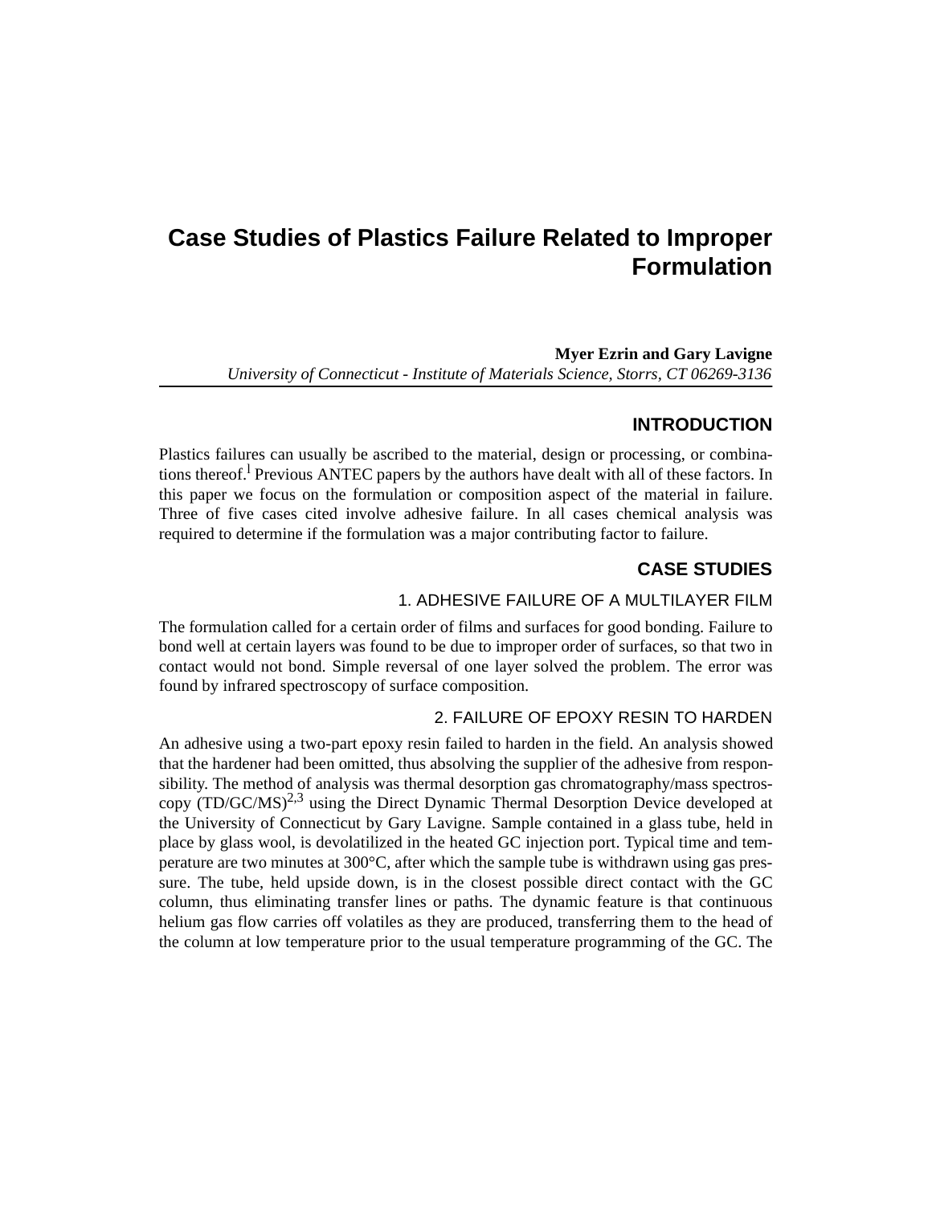# Case Studies of Plastics Failure Related to Improper Formulation

**Myer Ezrin and Gary Lavigne**
*University of Connecticut - Institute of Materials Science, Storrs, CT 06269-3136*

## INTRODUCTION

Plastics failures can usually be ascribed to the material, design or processing, or combinations thereof.[1] Previous ANTEC papers by the authors have dealt with all of these factors. In this paper we focus on the formulation or composition aspect of the material in failure. Three of five cases cited involve adhesive failure. In all cases chemical analysis was required to determine if the formulation was a major contributing factor to failure.

## CASE STUDIES

### 1. ADHESIVE FAILURE OF A MULTILAYER FILM

The formulation called for a certain order of films and surfaces for good bonding. Failure to bond well at certain layers was found to be due to improper order of surfaces, so that two in contact would not bond. Simple reversal of one layer solved the problem. The error was found by infrared spectroscopy of surface composition.

### 2. FAILURE OF EPOXY RESIN TO HARDEN

An adhesive using a two-part epoxy resin failed to harden in the field. An analysis showed that the hardener had been omitted, thus absolving the supplier of the adhesive from responsibility. The method of analysis was thermal desorption gas chromatography/mass spectroscopy (TD/GC/MS)[2,3] using the Direct Dynamic Thermal Desorption Device developed at the University of Connecticut by Gary Lavigne. Sample contained in a glass tube, held in place by glass wool, is devolatilized in the heated GC injection port. Typical time and temperature are two minutes at 300°C, after which the sample tube is withdrawn using gas pressure. The tube, held upside down, is in the closest possible direct contact with the GC column, thus eliminating transfer lines or paths. The dynamic feature is that continuous helium gas flow carries off volatiles as they are produced, transferring them to the head of the column at low temperature prior to the usual temperature programming of the GC. The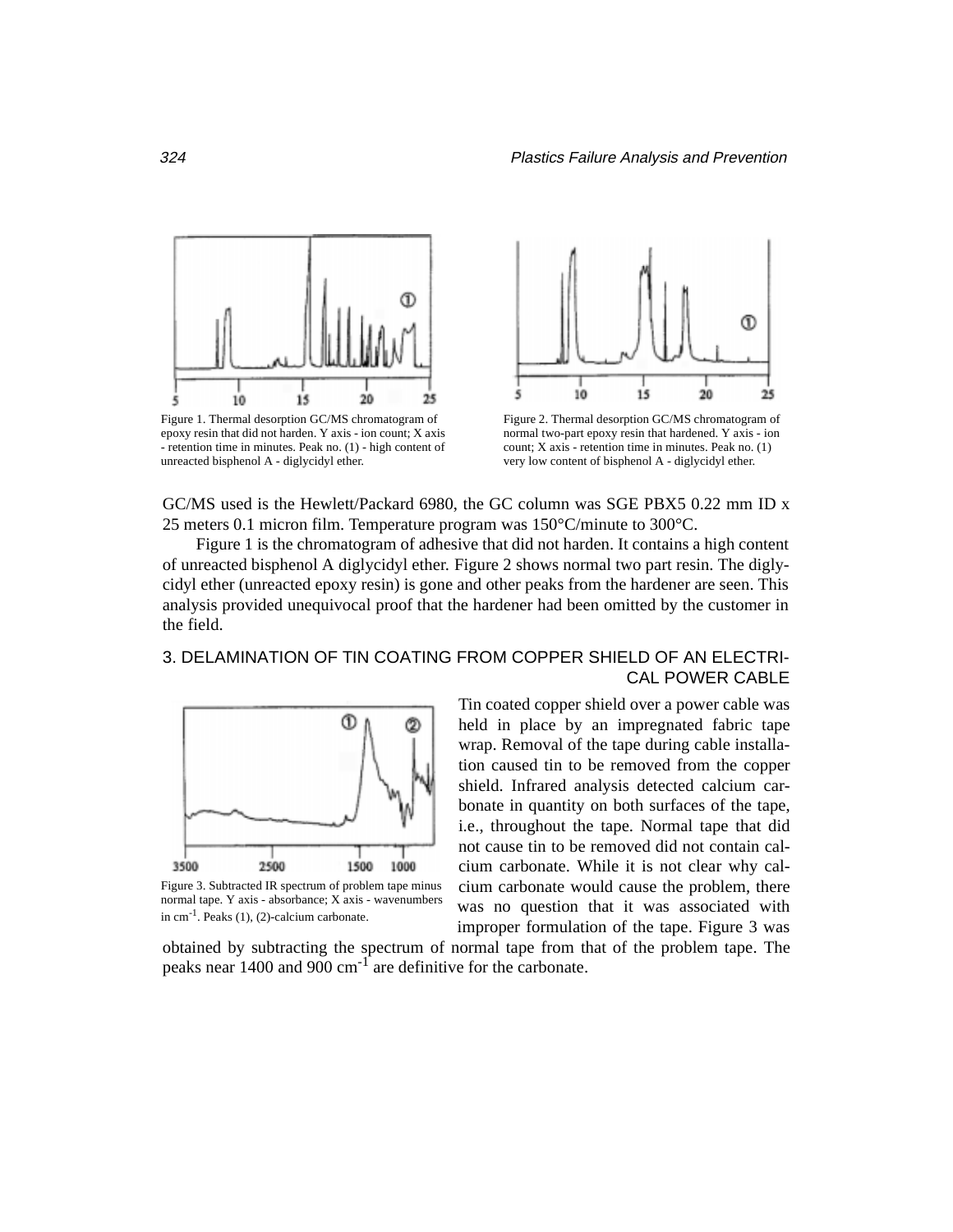Figure 1. Thermal desorption GC/MS chromatogram of epoxy resin that did not harden. Y axis - ion count; X axis - retention time in minutes. Peak no. (1) - high content of unreacted bisphenol A - diglycidyl ether.

Figure 2. Thermal desorption GC/MS chromatogram of normal two-part epoxy resin that hardened. Y axis - ion count; X axis - retention time in minutes. Peak no. (1) very low content of bisphenol A - diglycidyl ether.

GC/MS used is the Hewlett/Packard 6980, the GC column was SGE PBX5 0.22 mm ID x 25 meters 0.1 micron film. Temperature program was 150°C/minute to 300°C.

Figure 1 is the chromatogram of adhesive that did not harden. It contains a high content of unreacted bisphenol A diglycidyl ether. Figure 2 shows normal two part resin. The diglycidyl ether (unreacted epoxy resin) is gone and other peaks from the hardener are seen. This analysis provided unequivocal proof that the hardener had been omitted by the customer in the field.

## 3. DELAMINATION OF TIN COATING FROM COPPER SHIELD OF AN ELECTRICAL POWER CABLE

Tin coated copper shield over a power cable was held in place by an impregnated fabric tape wrap. Removal of the tape during cable installation caused tin to be removed from the copper shield. Infrared analysis detected calcium carbonate in quantity on both surfaces of the tape, i.e., throughout the tape. Normal tape that did not cause tin to be removed did not contain calcium carbonate. While it is not clear why calcium carbonate would cause the problem, there was no question that it was associated with improper formulation of the tape. Figure 3 was obtained by subtracting the spectrum of normal tape from that of the problem tape. The peaks near 1400 and 900 $cm^{-1}$ are definitive for the carbonate.

Figure 3. Subtracted IR spectrum of problem tape minus normal tape. Y axis - absorbance; X axis - wavenumbers in $cm^{-1}$. Peaks (1), (2)-calcium carbonate.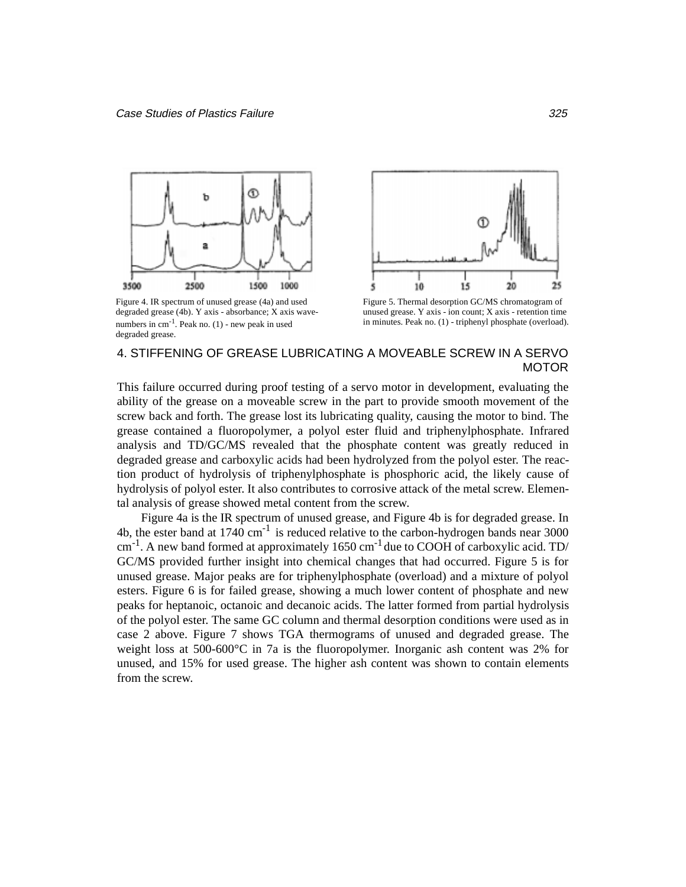Figure 4. IR spectrum of unused grease (4a) and used degraded grease (4b). Y axis - absorbance; X axis wavenumbers in $cm^{-1}$. Peak no. (1) - new peak in used degraded grease.

Figure 5. Thermal desorption GC/MS chromatogram of unused grease. Y axis - ion count; X axis - retention time in minutes. Peak no. (1) - triphenyl phosphate (overload).

## 4. STIFFENING OF GREASE LUBRICATING A MOVEABLE SCREW IN A SERVO MOTOR

This failure occurred during proof testing of a servo motor in development, evaluating the ability of the grease on a moveable screw in the part to provide smooth movement of the screw back and forth. The grease lost its lubricating quality, causing the motor to bind. The grease contained a fluoropolymer, a polyol ester fluid and triphenylphosphate. Infrared analysis and TD/GC/MS revealed that the phosphate content was greatly reduced in degraded grease and carboxylic acids had been hydrolyzed from the polyol ester. The reaction product of hydrolysis of triphenylphosphate is phosphoric acid, the likely cause of hydrolysis of polyol ester. It also contributes to corrosive attack of the metal screw. Elemental analysis of grease showed metal content from the screw.

Figure 4a is the IR spectrum of unused grease, and Figure 4b is for degraded grease. In 4b, the ester band at 1740 $cm^{-1}$ is reduced relative to the carbon-hydrogen bands near 3000 $cm^{-1}$. A new band formed at approximately 1650 $cm^{-1}$ due to COOH of carboxylic acid. TD/GC/MS provided further insight into chemical changes that had occurred. Figure 5 is for unused grease. Major peaks are for triphenylphosphate (overload) and a mixture of polyol esters. Figure 6 is for failed grease, showing a much lower content of phosphate and new peaks for heptanoic, octanoic and decanoic acids. The latter formed from partial hydrolysis of the polyol ester. The same GC column and thermal desorption conditions were used as in case 2 above. Figure 7 shows TGA thermograms of unused and degraded grease. The weight loss at 500-600°C in 7a is the fluoropolymer. Inorganic ash content was 2% for unused, and 15% for used grease. The higher ash content was shown to contain elements from the screw.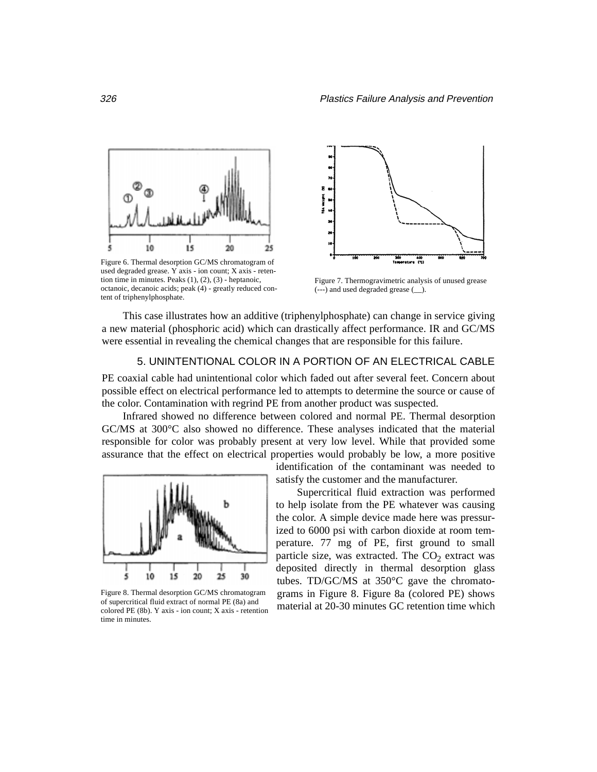Figure 6. Thermal desorption GC/MS chromatogram of used degraded grease. Y axis - ion count; X axis - retention time in minutes. Peaks (1), (2), (3) - heptanoic, octanoic, decanoic acids; peak (4) - greatly reduced content of triphenylphosphate.

Figure 7. Thermogravimetric analysis of unused grease (---) and used degraded grease (__).

This case illustrates how an additive (triphenylphosphate) can change in service giving a new material (phosphoric acid) which can drastically affect performance. IR and GC/MS were essential in revealing the chemical changes that are responsible for this failure.

### 5. UNINTENTIONAL COLOR IN A PORTION OF AN ELECTRICAL CABLE

PE coaxial cable had unintentional color which faded out after several feet. Concern about possible effect on electrical performance led to attempts to determine the source or cause of the color. Contamination with regrind PE from another product was suspected.

Infrared showed no difference between colored and normal PE. Thermal desorption GC/MS at 300°C also showed no difference. These analyses indicated that the material responsible for color was probably present at very low level. While that provided some assurance that the effect on electrical properties would probably be low, a more positive identification of the contaminant was needed to satisfy the customer and the manufacturer.

Supercritical fluid extraction was performed to help isolate from the PE whatever was causing the color. A simple device made here was pressurized to 6000 psi with carbon dioxide at room temperature. 77 mg of PE, first ground to small particle size, was extracted. The $CO_2$ extract was deposited directly in thermal desorption glass tubes. TD/GC/MS at 350°C gave the chromatograms in Figure 8. Figure 8a (colored PE) shows material at 20-30 minutes GC retention time which

Figure 8. Thermal desorption GC/MS chromatogram of supercritical fluid extract of normal PE (8a) and colored PE (8b). Y axis - ion count; X axis - retention time in minutes.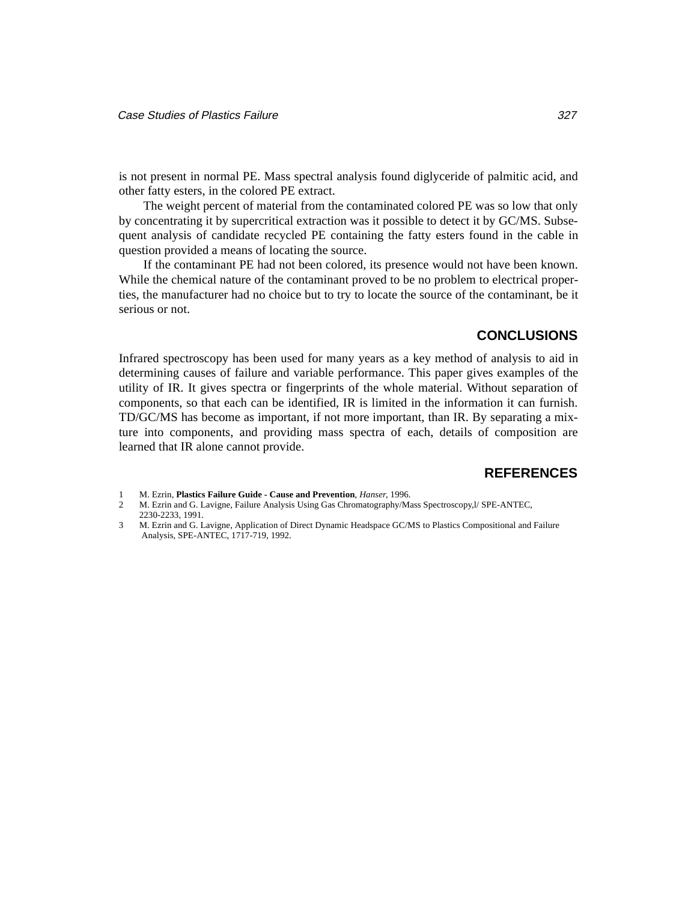is not present in normal PE. Mass spectral analysis found diglyceride of palmitic acid, and other fatty esters, in the colored PE extract.

The weight percent of material from the contaminated colored PE was so low that only by concentrating it by supercritical extraction was it possible to detect it by GC/MS. Subsequent analysis of candidate recycled PE containing the fatty esters found in the cable in question provided a means of locating the source.

If the contaminant PE had not been colored, its presence would not have been known. While the chemical nature of the contaminant proved to be no problem to electrical properties, the manufacturer had no choice but to try to locate the source of the contaminant, be it serious or not.

## CONCLUSIONS

Infrared spectroscopy has been used for many years as a key method of analysis to aid in determining causes of failure and variable performance. This paper gives examples of the utility of IR. It gives spectra or fingerprints of the whole material. Without separation of components, so that each can be identified, IR is limited in the information it can furnish. TD/GC/MS has become as important, if not more important, than IR. By separating a mixture into components, and providing mass spectra of each, details of composition are learned that IR alone cannot provide.

## REFERENCES

1 M. Ezrin, **Plastics Failure Guide - Cause and Prevention**, *Hanser*, 1996.
2 M. Ezrin and G. Lavigne, Failure Analysis Using Gas Chromatography/Mass Spectroscopy,l/ SPE-ANTEC, 2230-2233, 1991.
3 M. Ezrin and G. Lavigne, Application of Direct Dynamic Headspace GC/MS to Plastics Compositional and Failure Analysis, SPE-ANTEC, 1717-719, 1992.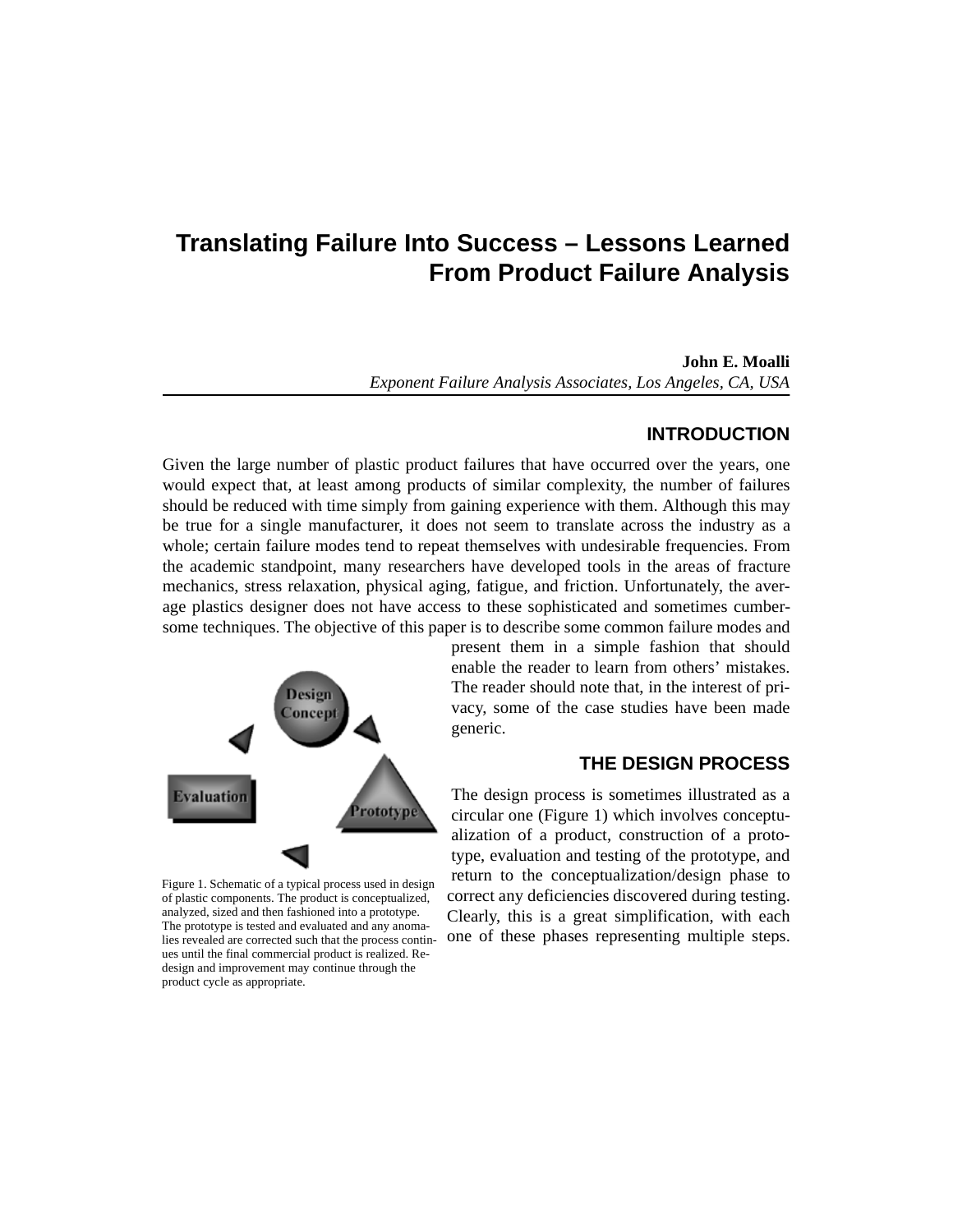# Translating Failure Into Success – Lessons Learned From Product Failure Analysis

**John E. Moalli**
*Exponent Failure Analysis Associates, Los Angeles, CA, USA*

## INTRODUCTION

Given the large number of plastic product failures that have occurred over the years, one would expect that, at least among products of similar complexity, the number of failures should be reduced with time simply from gaining experience with them. Although this may be true for a single manufacturer, it does not seem to translate across the industry as a whole; certain failure modes tend to repeat themselves with undesirable frequencies. From the academic standpoint, many researchers have developed tools in the areas of fracture mechanics, stress relaxation, physical aging, fatigue, and friction. Unfortunately, the average plastics designer does not have access to these sophisticated and sometimes cumbersome techniques. The objective of this paper is to describe some common failure modes and present them in a simple fashion that should enable the reader to learn from others' mistakes. The reader should note that, in the interest of privacy, some of the case studies have been made generic.

## THE DESIGN PROCESS

The design process is sometimes illustrated as a circular one (Figure 1) which involves conceptualization of a product, construction of a prototype, evaluation and testing of the prototype, and return to the conceptualization/design phase to correct any deficiencies discovered during testing. Clearly, this is a great simplification, with each one of these phases representing multiple steps.

Design Concept

Prototype

Evaluation

Figure 1. Schematic of a typical process used in design of plastic components. The product is conceptualized, analyzed, sized and then fashioned into a prototype. The prototype is tested and evaluated and any anomalies revealed are corrected such that the process continues until the final commercial product is realized. Redesign and improvement may continue through the product cycle as appropriate.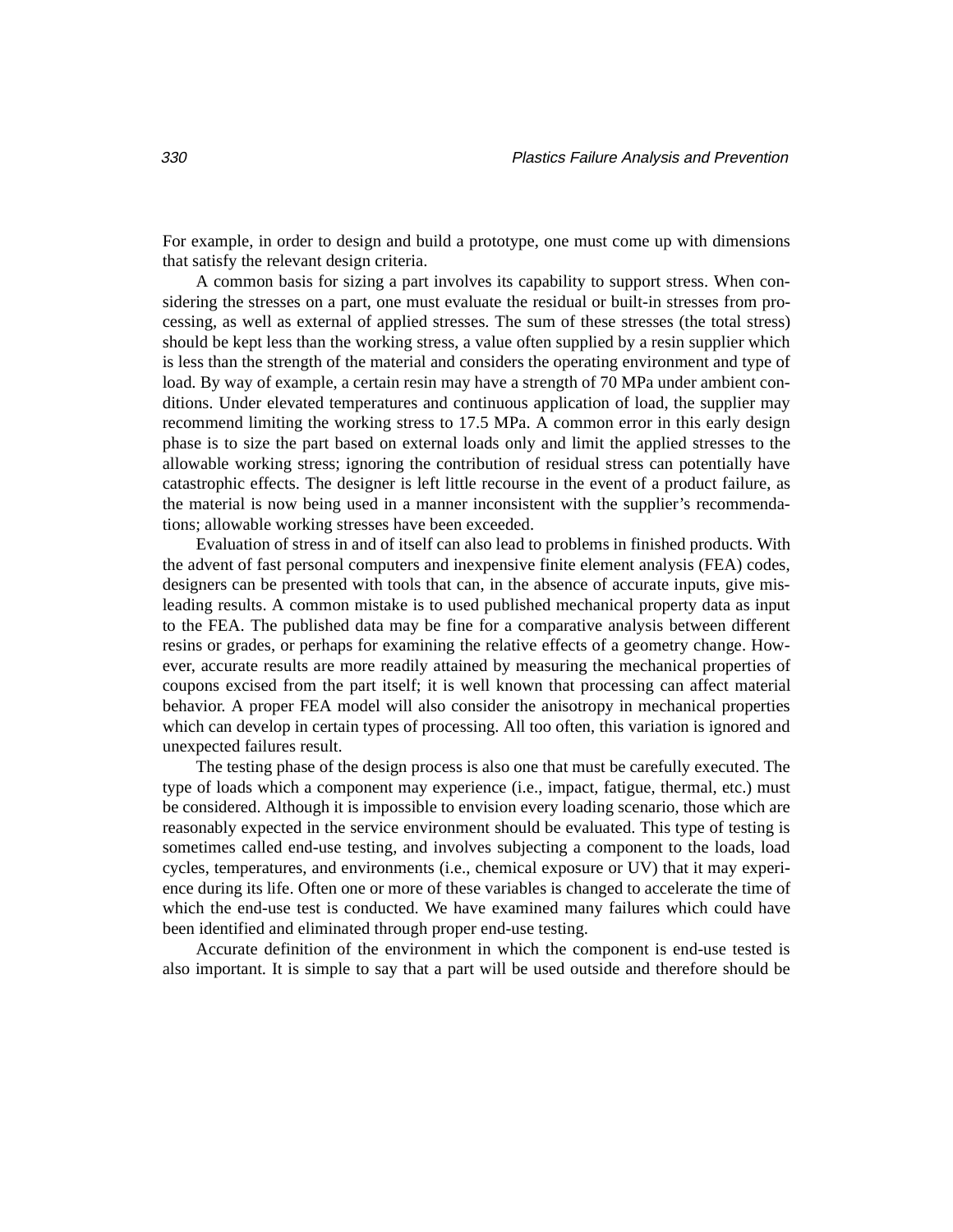For example, in order to design and build a prototype, one must come up with dimensions that satisfy the relevant design criteria.

A common basis for sizing a part involves its capability to support stress. When considering the stresses on a part, one must evaluate the residual or built-in stresses from processing, as well as external of applied stresses. The sum of these stresses (the total stress) should be kept less than the working stress, a value often supplied by a resin supplier which is less than the strength of the material and considers the operating environment and type of load. By way of example, a certain resin may have a strength of 70 MPa under ambient conditions. Under elevated temperatures and continuous application of load, the supplier may recommend limiting the working stress to 17.5 MPa. A common error in this early design phase is to size the part based on external loads only and limit the applied stresses to the allowable working stress; ignoring the contribution of residual stress can potentially have catastrophic effects. The designer is left little recourse in the event of a product failure, as the material is now being used in a manner inconsistent with the supplier's recommendations; allowable working stresses have been exceeded.

Evaluation of stress in and of itself can also lead to problems in finished products. With the advent of fast personal computers and inexpensive finite element analysis (FEA) codes, designers can be presented with tools that can, in the absence of accurate inputs, give misleading results. A common mistake is to used published mechanical property data as input to the FEA. The published data may be fine for a comparative analysis between different resins or grades, or perhaps for examining the relative effects of a geometry change. However, accurate results are more readily attained by measuring the mechanical properties of coupons excised from the part itself; it is well known that processing can affect material behavior. A proper FEA model will also consider the anisotropy in mechanical properties which can develop in certain types of processing. All too often, this variation is ignored and unexpected failures result.

The testing phase of the design process is also one that must be carefully executed. The type of loads which a component may experience (i.e., impact, fatigue, thermal, etc.) must be considered. Although it is impossible to envision every loading scenario, those which are reasonably expected in the service environment should be evaluated. This type of testing is sometimes called end-use testing, and involves subjecting a component to the loads, load cycles, temperatures, and environments (i.e., chemical exposure or UV) that it may experience during its life. Often one or more of these variables is changed to accelerate the time of which the end-use test is conducted. We have examined many failures which could have been identified and eliminated through proper end-use testing.

Accurate definition of the environment in which the component is end-use tested is also important. It is simple to say that a part will be used outside and therefore should be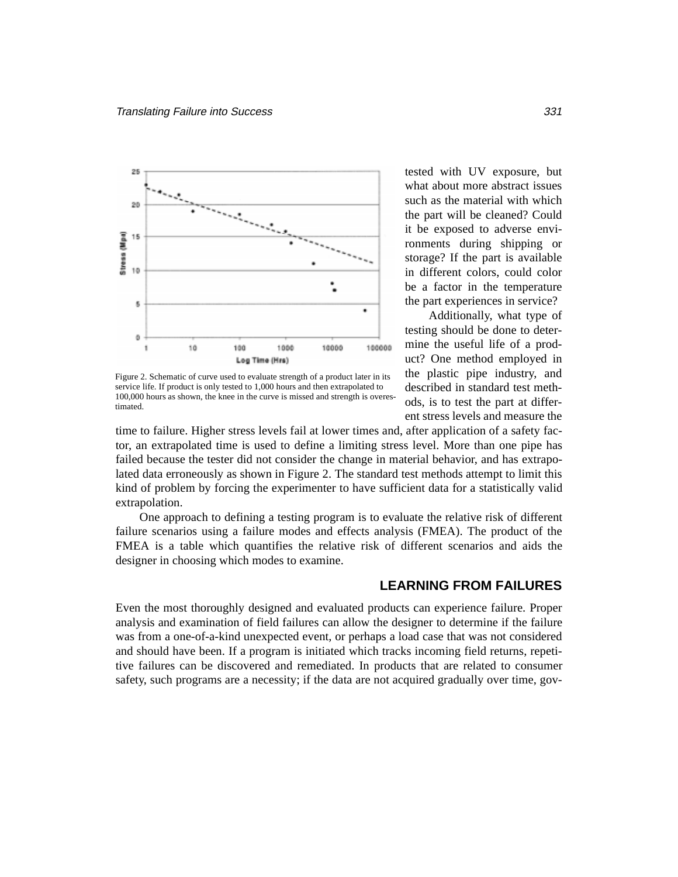tested with UV exposure, but what about more abstract issues such as the material with which the part will be cleaned? Could it be exposed to adverse environments during shipping or storage? If the part is available in different colors, could color be a factor in the temperature the part experiences in service?

Additionally, what type of testing should be done to determine the useful life of a product? One method employed in the plastic pipe industry, and described in standard test methods, is to test the part at different stress levels and measure the time to failure. Higher stress levels fail at lower times and, after application of a safety factor, an extrapolated time is used to define a limiting stress level. More than one pipe has failed because the tester did not consider the change in material behavior, and has extrapolated data erroneously as shown in Figure 2. The standard test methods attempt to limit this kind of problem by forcing the experimenter to have sufficient data for a statistically valid extrapolation.

Figure 2. Schematic of curve used to evaluate strength of a product later in its service life. If product is only tested to 1,000 hours and then extrapolated to 100,000 hours as shown, the knee in the curve is missed and strength is overestimated.

One approach to defining a testing program is to evaluate the relative risk of different failure scenarios using a failure modes and effects analysis (FMEA). The product of the FMEA is a table which quantifies the relative risk of different scenarios and aids the designer in choosing which modes to examine.

## LEARNING FROM FAILURES

Even the most thoroughly designed and evaluated products can experience failure. Proper analysis and examination of field failures can allow the designer to determine if the failure was from a one-of-a-kind unexpected event, or perhaps a load case that was not considered and should have been. If a program is initiated which tracks incoming field returns, repetitive failures can be discovered and remediated. In products that are related to consumer safety, such programs are a necessity; if the data are not acquired gradually over time, gov-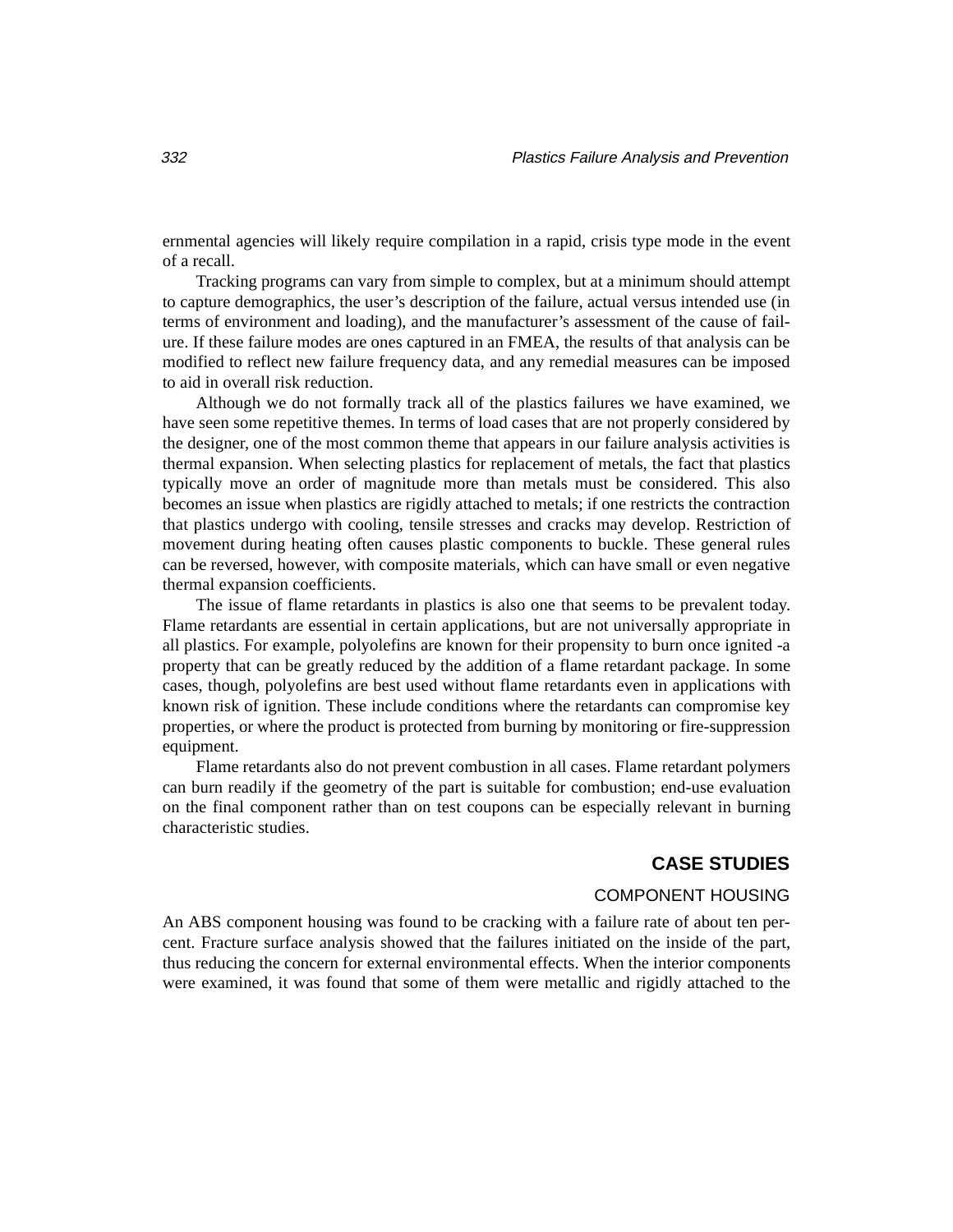ernmental agencies will likely require compilation in a rapid, crisis type mode in the event of a recall.

Tracking programs can vary from simple to complex, but at a minimum should attempt to capture demographics, the user's description of the failure, actual versus intended use (in terms of environment and loading), and the manufacturer's assessment of the cause of failure. If these failure modes are ones captured in an FMEA, the results of that analysis can be modified to reflect new failure frequency data, and any remedial measures can be imposed to aid in overall risk reduction.

Although we do not formally track all of the plastics failures we have examined, we have seen some repetitive themes. In terms of load cases that are not properly considered by the designer, one of the most common theme that appears in our failure analysis activities is thermal expansion. When selecting plastics for replacement of metals, the fact that plastics typically move an order of magnitude more than metals must be considered. This also becomes an issue when plastics are rigidly attached to metals; if one restricts the contraction that plastics undergo with cooling, tensile stresses and cracks may develop. Restriction of movement during heating often causes plastic components to buckle. These general rules can be reversed, however, with composite materials, which can have small or even negative thermal expansion coefficients.

The issue of flame retardants in plastics is also one that seems to be prevalent today. Flame retardants are essential in certain applications, but are not universally appropriate in all plastics. For example, polyolefins are known for their propensity to burn once ignited -a property that can be greatly reduced by the addition of a flame retardant package. In some cases, though, polyolefins are best used without flame retardants even in applications with known risk of ignition. These include conditions where the retardants can compromise key properties, or where the product is protected from burning by monitoring or fire-suppression equipment.

Flame retardants also do not prevent combustion in all cases. Flame retardant polymers can burn readily if the geometry of the part is suitable for combustion; end-use evaluation on the final component rather than on test coupons can be especially relevant in burning characteristic studies.

## CASE STUDIES

### COMPONENT HOUSING

An ABS component housing was found to be cracking with a failure rate of about ten percent. Fracture surface analysis showed that the failures initiated on the inside of the part, thus reducing the concern for external environmental effects. When the interior components were examined, it was found that some of them were metallic and rigidly attached to the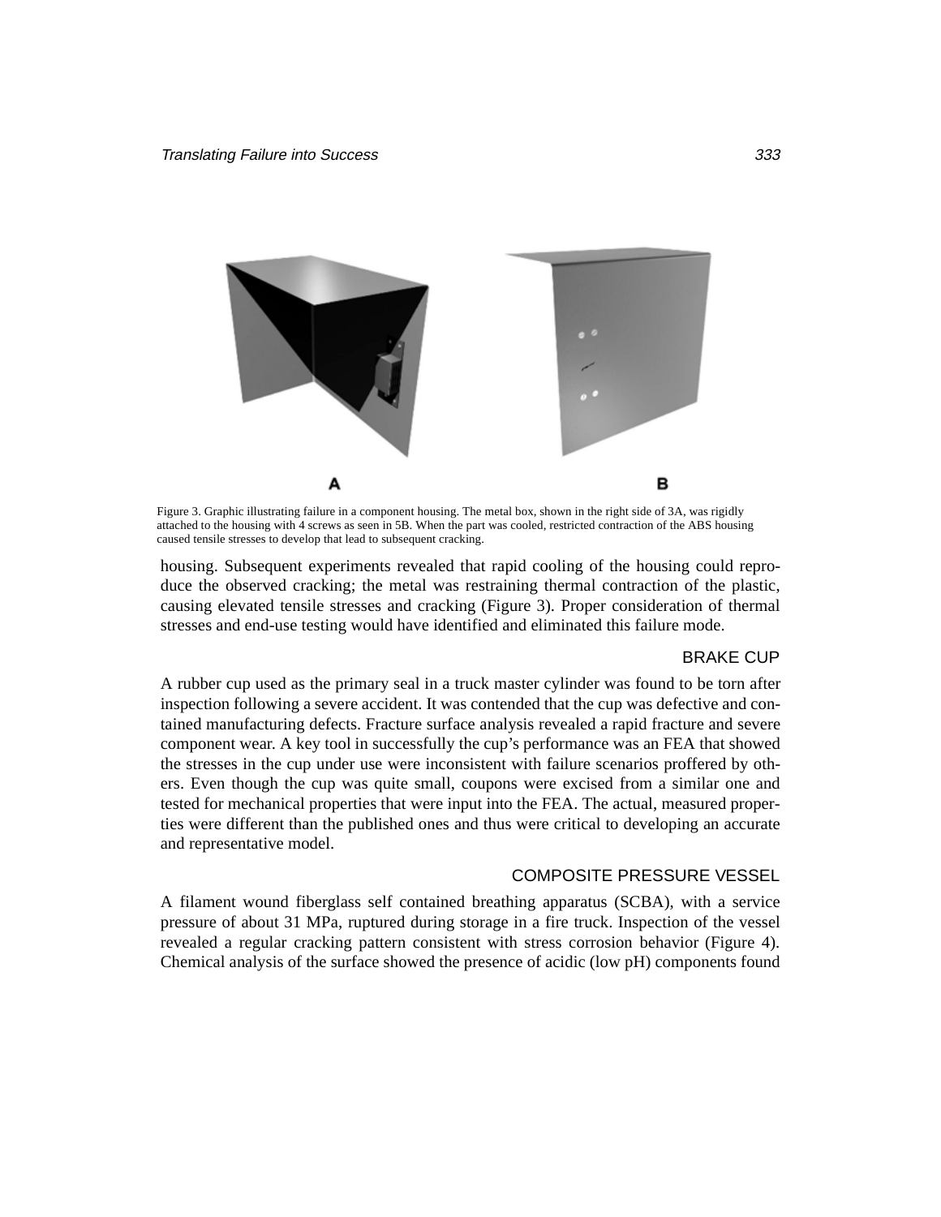Figure 3. Graphic illustrating failure in a component housing. The metal box, shown in the right side of 3A, was rigidly attached to the housing with 4 screws as seen in 5B. When the part was cooled, restricted contraction of the ABS housing caused tensile stresses to develop that lead to subsequent cracking.

housing. Subsequent experiments revealed that rapid cooling of the housing could reproduce the observed cracking; the metal was restraining thermal contraction of the plastic, causing elevated tensile stresses and cracking (Figure 3). Proper consideration of thermal stresses and end-use testing would have identified and eliminated this failure mode.

## BRAKE CUP

A rubber cup used as the primary seal in a truck master cylinder was found to be torn after inspection following a severe accident. It was contended that the cup was defective and contained manufacturing defects. Fracture surface analysis revealed a rapid fracture and severe component wear. A key tool in successfully the cup's performance was an FEA that showed the stresses in the cup under use were inconsistent with failure scenarios proffered by others. Even though the cup was quite small, coupons were excised from a similar one and tested for mechanical properties that were input into the FEA. The actual, measured properties were different than the published ones and thus were critical to developing an accurate and representative model.

## COMPOSITE PRESSURE VESSEL

A filament wound fiberglass self contained breathing apparatus (SCBA), with a service pressure of about 31 MPa, ruptured during storage in a fire truck. Inspection of the vessel revealed a regular cracking pattern consistent with stress corrosion behavior (Figure 4). Chemical analysis of the surface showed the presence of acidic (low pH) components found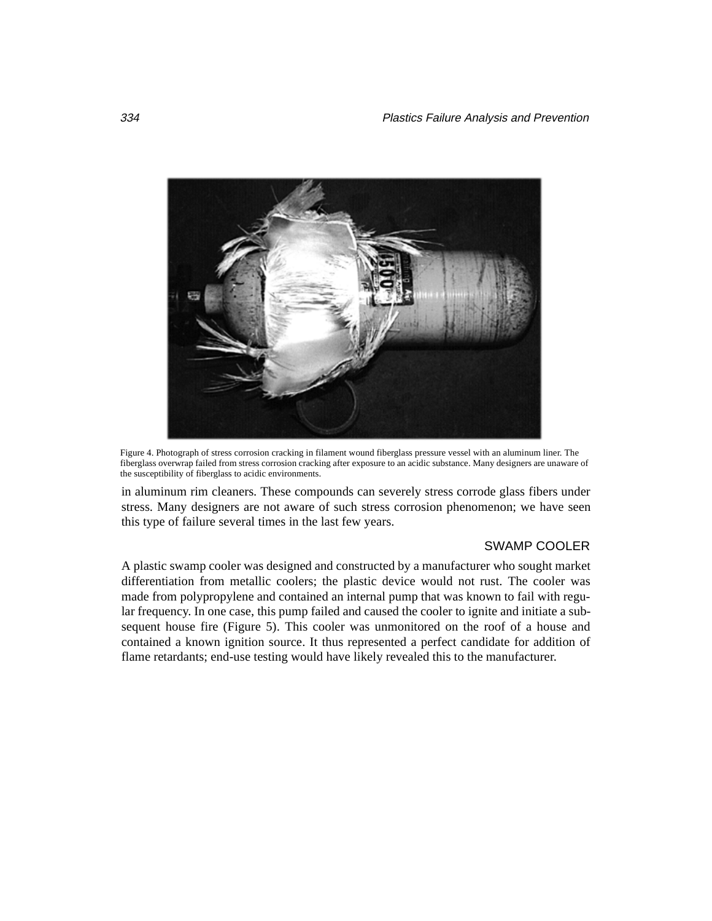Figure 4. Photograph of stress corrosion cracking in filament wound fiberglass pressure vessel with an aluminum liner. The fiberglass overwrap failed from stress corrosion cracking after exposure to an acidic substance. Many designers are unaware of the susceptibility of fiberglass to acidic environments.

in aluminum rim cleaners. These compounds can severely stress corrode glass fibers under stress. Many designers are not aware of such stress corrosion phenomenon; we have seen this type of failure several times in the last few years.

## SWAMP COOLER

A plastic swamp cooler was designed and constructed by a manufacturer who sought market differentiation from metallic coolers; the plastic device would not rust. The cooler was made from polypropylene and contained an internal pump that was known to fail with regular frequency. In one case, this pump failed and caused the cooler to ignite and initiate a subsequent house fire (Figure 5). This cooler was unmonitored on the roof of a house and contained a known ignition source. It thus represented a perfect candidate for addition of flame retardants; end-use testing would have likely revealed this to the manufacturer.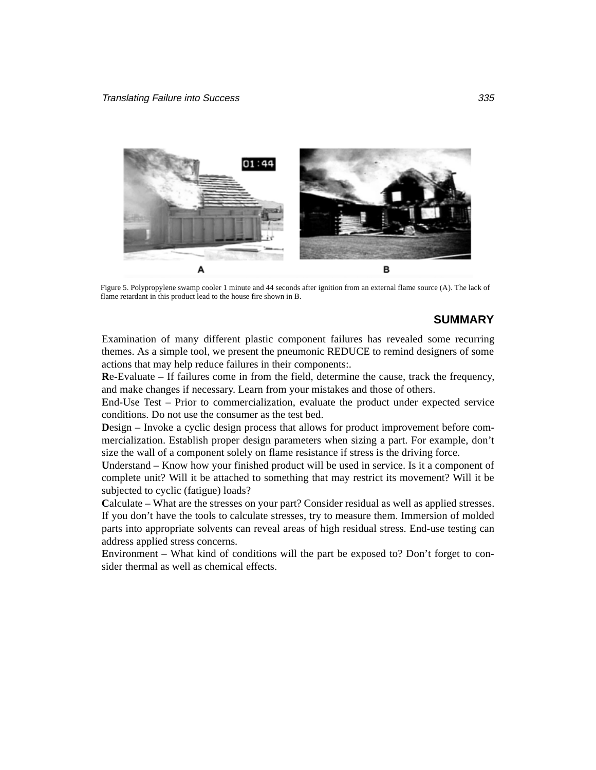Figure 5. Polypropylene swamp cooler 1 minute and 44 seconds after ignition from an external flame source (A). The lack of flame retardant in this product lead to the house fire shown in B.

## SUMMARY

Examination of many different plastic component failures has revealed some recurring themes. As a simple tool, we present the pneumonic REDUCE to remind designers of some actions that may help reduce failures in their components:.

**R**e-Evaluate – If failures come in from the field, determine the cause, track the frequency, and make changes if necessary. Learn from your mistakes and those of others.

**E**nd-Use Test – Prior to commercialization, evaluate the product under expected service conditions. Do not use the consumer as the test bed.

**D**esign – Invoke a cyclic design process that allows for product improvement before commercialization. Establish proper design parameters when sizing a part. For example, don't size the wall of a component solely on flame resistance if stress is the driving force.

**U**nderstand – Know how your finished product will be used in service. Is it a component of complete unit? Will it be attached to something that may restrict its movement? Will it be subjected to cyclic (fatigue) loads?

**C**alculate – What are the stresses on your part? Consider residual as well as applied stresses. If you don't have the tools to calculate stresses, try to measure them. Immersion of molded parts into appropriate solvents can reveal areas of high residual stress. End-use testing can address applied stress concerns.

**E**nvironment – What kind of conditions will the part be exposed to? Don't forget to consider thermal as well as chemical effects.